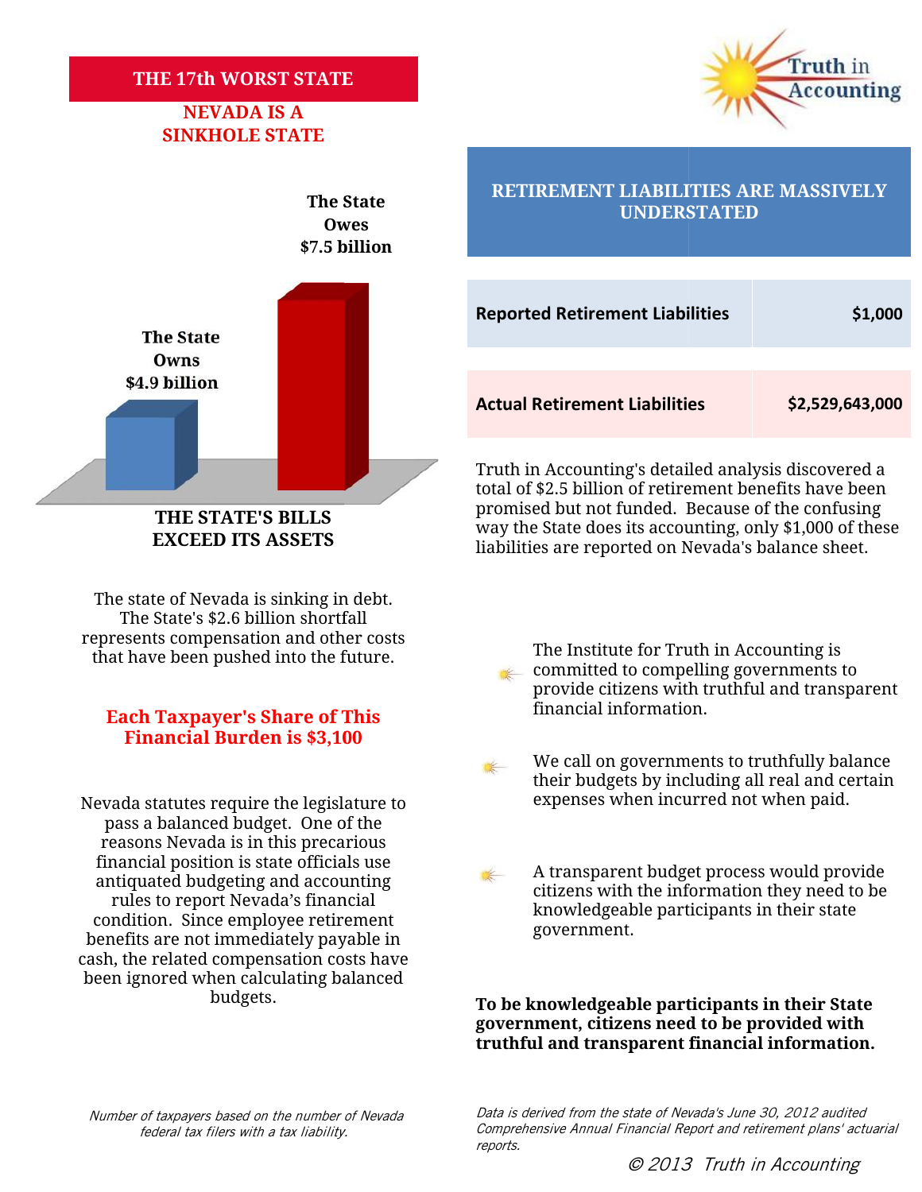# THE 17th WORST STATE

## NEVADA IS A SINKHOLE STATE

The State Owns $4.9 billion

The State Owes $7.5 billion

**THE STATE'S BILLS EXCEED ITS ASSETS**

The state of Nevada is sinking in debt. The State's $2.6 billion shortfall represents compensation and other costs that have been pushed into the future.

**Each Taxpayer's Share of This Financial Burden is $3,100**

Nevada statutes require the legislature to pass a balanced budget. One of the reasons Nevada is in this precarious financial position is state officials use antiquated budgeting and accounting rules to report Nevada's financial condition. Since employee retirement benefits are not immediately payable in cash, the related compensation costs have been ignored when calculating balanced budgets.

*Number of taxpayers based on the number of Nevada federal tax filers with a tax liability.*

Truth in Accounting

## RETIREMENT LIABILITIES ARE MASSIVELY UNDERSTATED

| | |
|---|---|
| **Reported Retirement Liabilities** | **$1,000** |
| **Actual Retirement Liabilities** | **$2,529,643,000** |

Truth in Accounting's detailed analysis discovered a total of $2.5 billion of retirement benefits have been promised but not funded. Because of the confusing way the State does its accounting, only $1,000 of these liabilities are reported on Nevada's balance sheet.

- The Institute for Truth in Accounting is committed to compelling governments to provide citizens with truthful and transparent financial information.
- We call on governments to truthfully balance their budgets by including all real and certain expenses when incurred not when paid.
- A transparent budget process would provide citizens with the information they need to be knowledgeable participants in their state government.

**To be knowledgeable participants in their State government, citizens need to be provided with truthful and transparent financial information.**

*Data is derived from the state of Nevada's June 30, 2012 audited Comprehensive Annual Financial Report and retirement plans' actuarial reports.*

*© 2013 Truth in Accounting*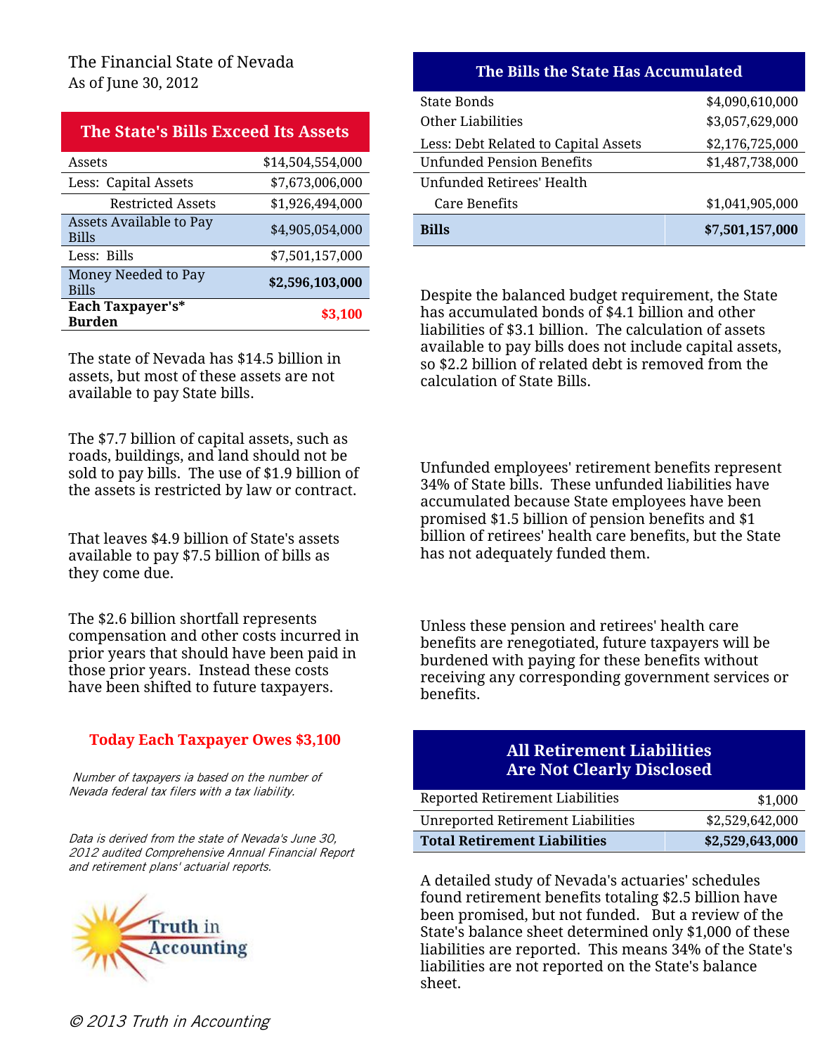The Financial State of Nevada
As of June 30, 2012

## The State's Bills Exceed Its Assets

| | |
|---|---|
| Assets | $14,504,554,000 |
| Less: Capital Assets | $7,673,006,000 |
| Restricted Assets | $1,926,494,000 |
| Assets Available to Pay Bills | $4,905,054,000 |
| Less: Bills | $7,501,157,000 |
| Money Needed to Pay Bills | **$2,596,103,000** |
| **Each Taxpayer's* Burden** | **$3,100** |

The state of Nevada has $14.5 billion in assets, but most of these assets are not available to pay State bills.

The $7.7 billion of capital assets, such as roads, buildings, and land should not be sold to pay bills. The use of $1.9 billion of the assets is restricted by law or contract.

That leaves $4.9 billion of State's assets available to pay $7.5 billion of bills as they come due.

The $2.6 billion shortfall represents compensation and other costs incurred in prior years that should have been paid in those prior years. Instead these costs have been shifted to future taxpayers.

**Today Each Taxpayer Owes $3,100**

*Number of taxpayers ia based on the number of Nevada federal tax filers with a tax liability.*

*Data is derived from the state of Nevada's June 30, 2012 audited Comprehensive Annual Financial Report and retirement plans' actuarial reports.*

Truth in Accounting

## The Bills the State Has Accumulated

| | |
|---|---|
| State Bonds | $4,090,610,000 |
| Other Liabilities | $3,057,629,000 |
| Less: Debt Related to Capital Assets | $2,176,725,000 |
| Unfunded Pension Benefits | $1,487,738,000 |
| Unfunded Retirees' Health Care Benefits | $1,041,905,000 |
| **Bills** | **$7,501,157,000** |

Despite the balanced budget requirement, the State has accumulated bonds of $4.1 billion and other liabilities of $3.1 billion. The calculation of assets available to pay bills does not include capital assets, so $2.2 billion of related debt is removed from the calculation of State Bills.

Unfunded employees' retirement benefits represent 34% of State bills. These unfunded liabilities have accumulated because State employees have been promised $1.5 billion of pension benefits and $1 billion of retirees' health care benefits, but the State has not adequately funded them.

Unless these pension and retirees' health care benefits are renegotiated, future taxpayers will be burdened with paying for these benefits without receiving any corresponding government services or benefits.

## All Retirement Liabilities Are Not Clearly Disclosed

| | |
|---|---|
| Reported Retirement Liabilities | $1,000 |
| Unreported Retirement Liabilities | $2,529,642,000 |
| **Total Retirement Liabilities** | **$2,529,643,000** |

A detailed study of Nevada's actuaries' schedules found retirement benefits totaling $2.5 billion have been promised, but not funded. But a review of the State's balance sheet determined only $1,000 of these liabilities are reported. This means 34% of the State's liabilities are not reported on the State's balance sheet.

© 2013 Truth in Accounting